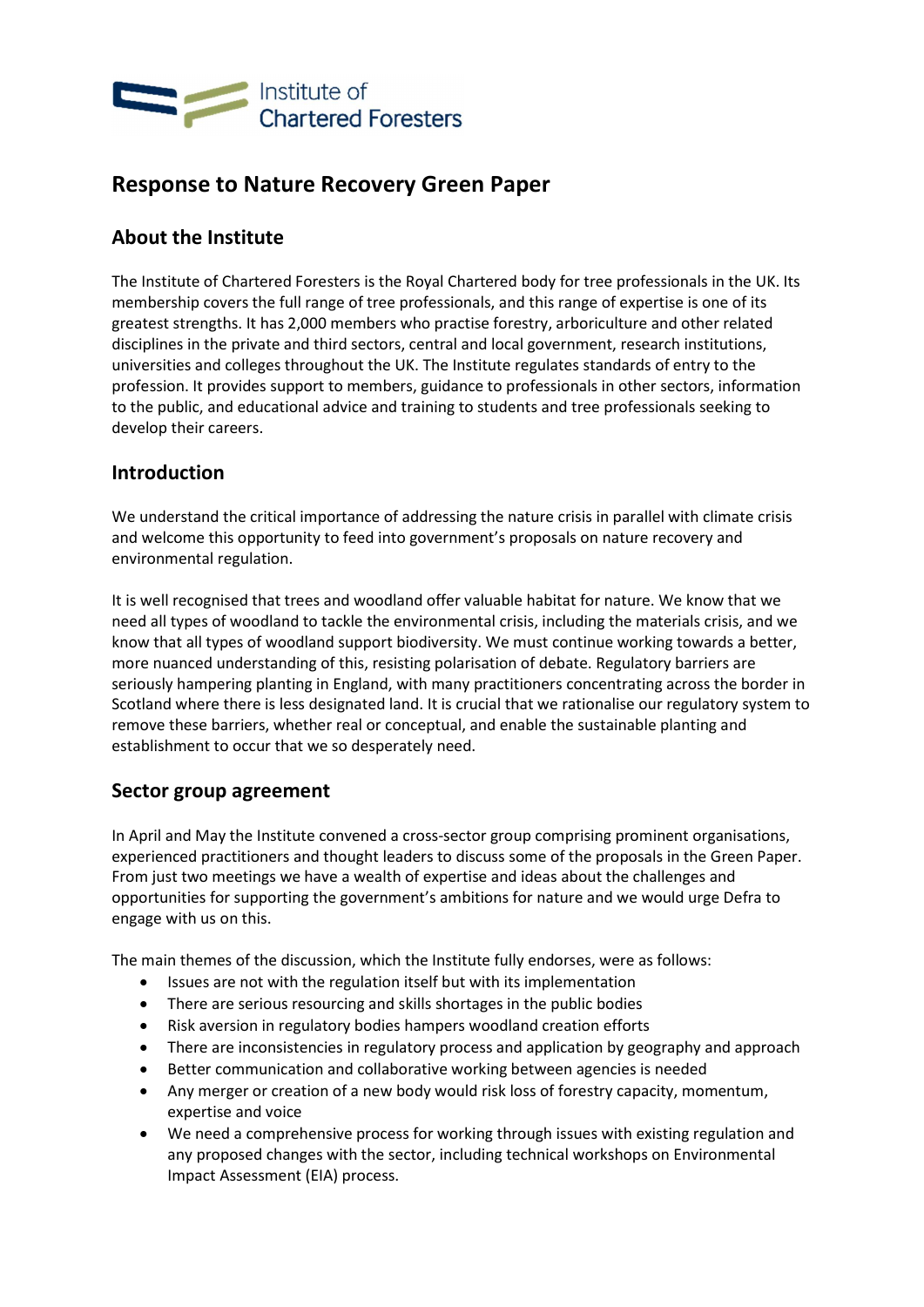Institute of Chartered Foresters

# Response to Nature Recovery Green Paper

## About the Institute

The Institute of Chartered Foresters is the Royal Chartered body for tree professionals in the UK. Its membership covers the full range of tree professionals, and this range of expertise is one of its greatest strengths. It has 2,000 members who practise forestry, arboriculture and other related disciplines in the private and third sectors, central and local government, research institutions, universities and colleges throughout the UK. The Institute regulates standards of entry to the profession. It provides support to members, guidance to professionals in other sectors, information to the public, and educational advice and training to students and tree professionals seeking to develop their careers.

## Introduction

We understand the critical importance of addressing the nature crisis in parallel with climate crisis and welcome this opportunity to feed into government's proposals on nature recovery and environmental regulation.

It is well recognised that trees and woodland offer valuable habitat for nature. We know that we need all types of woodland to tackle the environmental crisis, including the materials crisis, and we know that all types of woodland support biodiversity. We must continue working towards a better, more nuanced understanding of this, resisting polarisation of debate. Regulatory barriers are seriously hampering planting in England, with many practitioners concentrating across the border in Scotland where there is less designated land. It is crucial that we rationalise our regulatory system to remove these barriers, whether real or conceptual, and enable the sustainable planting and establishment to occur that we so desperately need.

## Sector group agreement

In April and May the Institute convened a cross-sector group comprising prominent organisations, experienced practitioners and thought leaders to discuss some of the proposals in the Green Paper. From just two meetings we have a wealth of expertise and ideas about the challenges and opportunities for supporting the government's ambitions for nature and we would urge Defra to engage with us on this.

The main themes of the discussion, which the Institute fully endorses, were as follows:

- Issues are not with the regulation itself but with its implementation
- There are serious resourcing and skills shortages in the public bodies
- Risk aversion in regulatory bodies hampers woodland creation efforts
- There are inconsistencies in regulatory process and application by geography and approach
- Better communication and collaborative working between agencies is needed
- Any merger or creation of a new body would risk loss of forestry capacity, momentum, expertise and voice
- We need a comprehensive process for working through issues with existing regulation and any proposed changes with the sector, including technical workshops on Environmental Impact Assessment (EIA) process.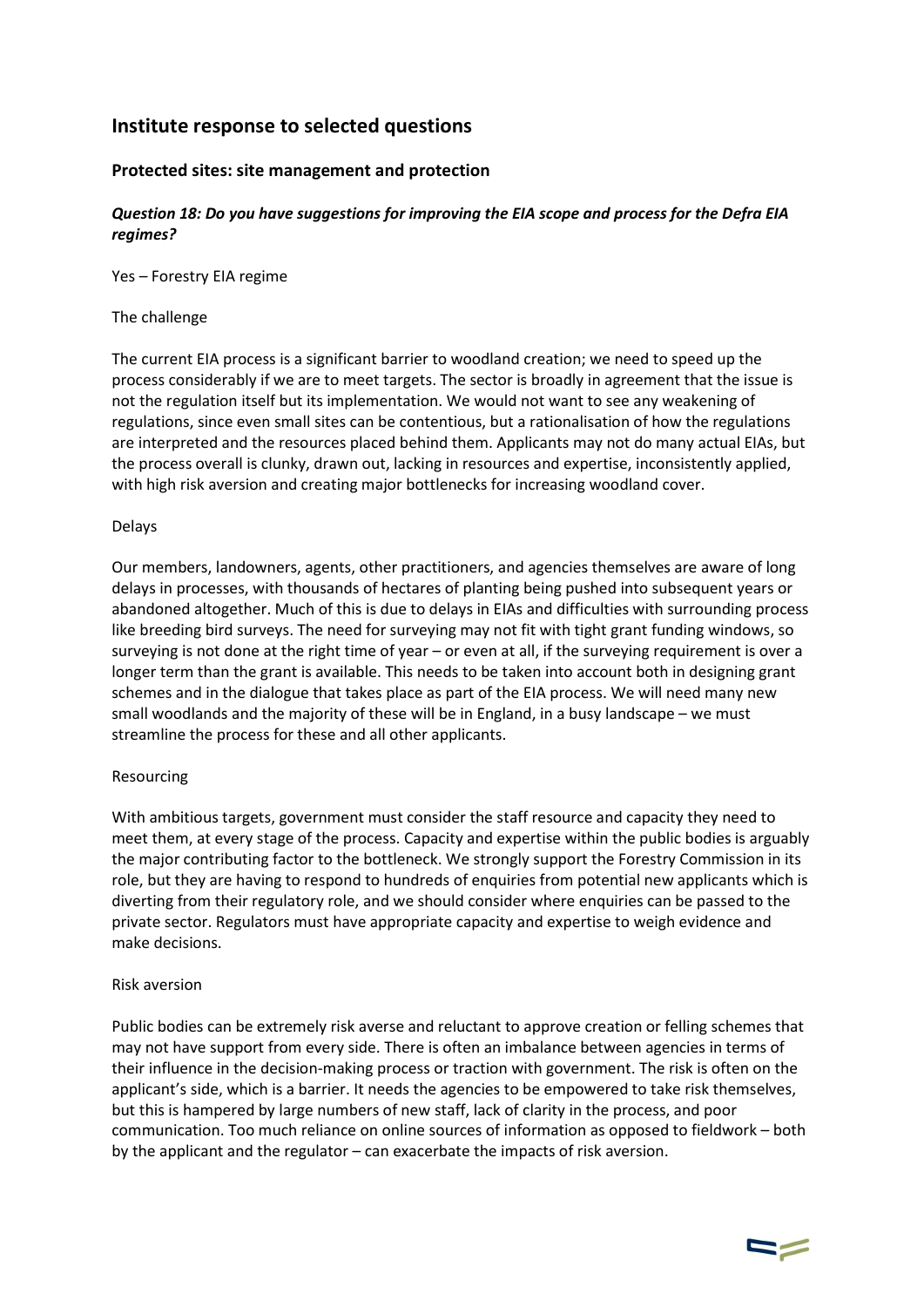## Institute response to selected questions

### Protected sites: site management and protection

***Question 18: Do you have suggestions for improving the EIA scope and process for the Defra EIA regimes?***

Yes – Forestry EIA regime

The challenge

The current EIA process is a significant barrier to woodland creation; we need to speed up the process considerably if we are to meet targets. The sector is broadly in agreement that the issue is not the regulation itself but its implementation. We would not want to see any weakening of regulations, since even small sites can be contentious, but a rationalisation of how the regulations are interpreted and the resources placed behind them. Applicants may not do many actual EIAs, but the process overall is clunky, drawn out, lacking in resources and expertise, inconsistently applied, with high risk aversion and creating major bottlenecks for increasing woodland cover.

Delays

Our members, landowners, agents, other practitioners, and agencies themselves are aware of long delays in processes, with thousands of hectares of planting being pushed into subsequent years or abandoned altogether. Much of this is due to delays in EIAs and difficulties with surrounding process like breeding bird surveys. The need for surveying may not fit with tight grant funding windows, so surveying is not done at the right time of year – or even at all, if the surveying requirement is over a longer term than the grant is available. This needs to be taken into account both in designing grant schemes and in the dialogue that takes place as part of the EIA process. We will need many new small woodlands and the majority of these will be in England, in a busy landscape – we must streamline the process for these and all other applicants.

Resourcing

With ambitious targets, government must consider the staff resource and capacity they need to meet them, at every stage of the process. Capacity and expertise within the public bodies is arguably the major contributing factor to the bottleneck. We strongly support the Forestry Commission in its role, but they are having to respond to hundreds of enquiries from potential new applicants which is diverting from their regulatory role, and we should consider where enquiries can be passed to the private sector. Regulators must have appropriate capacity and expertise to weigh evidence and make decisions.

Risk aversion

Public bodies can be extremely risk averse and reluctant to approve creation or felling schemes that may not have support from every side. There is often an imbalance between agencies in terms of their influence in the decision-making process or traction with government. The risk is often on the applicant's side, which is a barrier. It needs the agencies to be empowered to take risk themselves, but this is hampered by large numbers of new staff, lack of clarity in the process, and poor communication. Too much reliance on online sources of information as opposed to fieldwork – both by the applicant and the regulator – can exacerbate the impacts of risk aversion.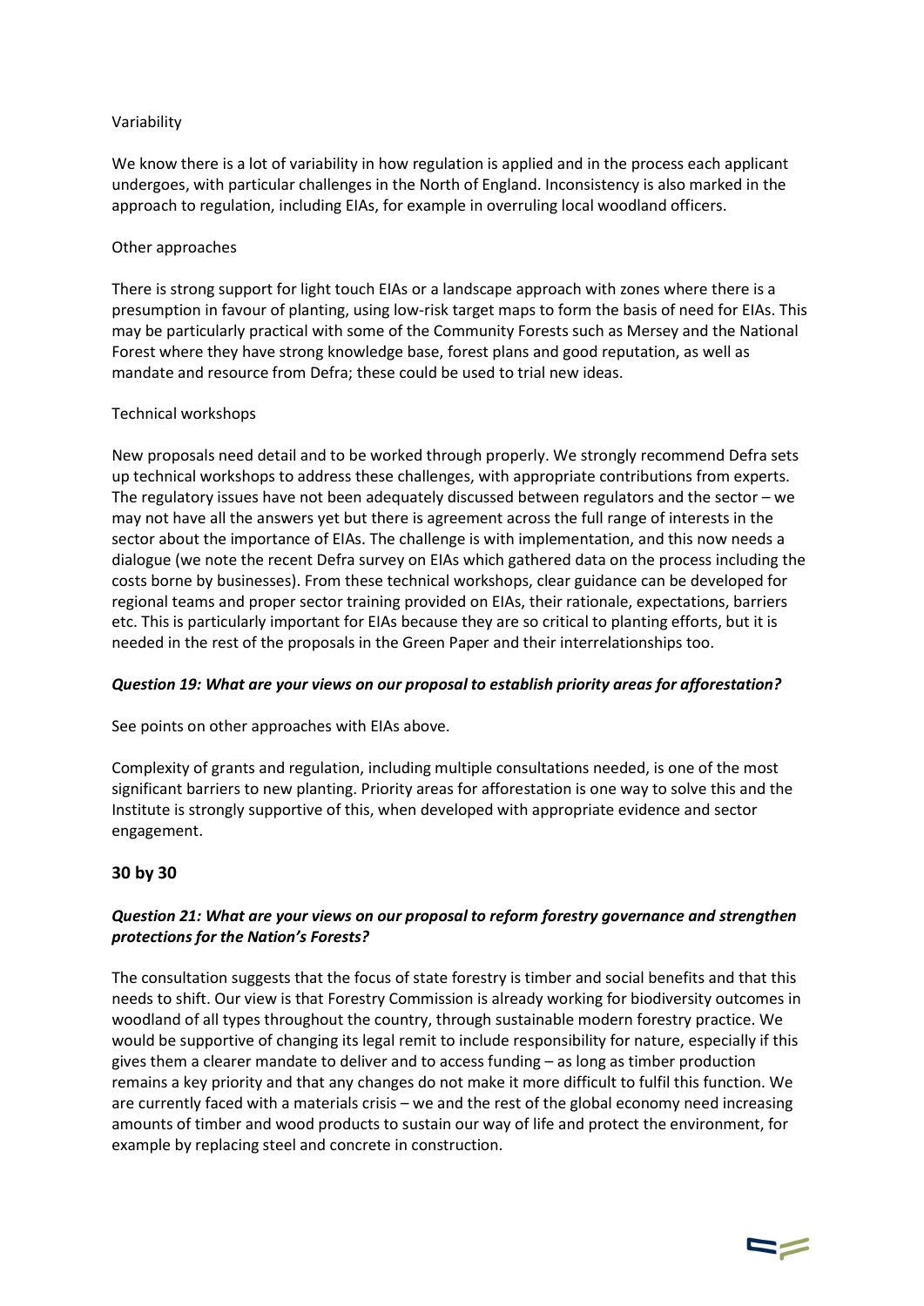Variability

We know there is a lot of variability in how regulation is applied and in the process each applicant undergoes, with particular challenges in the North of England. Inconsistency is also marked in the approach to regulation, including EIAs, for example in overruling local woodland officers.

Other approaches

There is strong support for light touch EIAs or a landscape approach with zones where there is a presumption in favour of planting, using low-risk target maps to form the basis of need for EIAs. This may be particularly practical with some of the Community Forests such as Mersey and the National Forest where they have strong knowledge base, forest plans and good reputation, as well as mandate and resource from Defra; these could be used to trial new ideas.

Technical workshops

New proposals need detail and to be worked through properly. We strongly recommend Defra sets up technical workshops to address these challenges, with appropriate contributions from experts. The regulatory issues have not been adequately discussed between regulators and the sector – we may not have all the answers yet but there is agreement across the full range of interests in the sector about the importance of EIAs. The challenge is with implementation, and this now needs a dialogue (we note the recent Defra survey on EIAs which gathered data on the process including the costs borne by businesses). From these technical workshops, clear guidance can be developed for regional teams and proper sector training provided on EIAs, their rationale, expectations, barriers etc. This is particularly important for EIAs because they are so critical to planting efforts, but it is needed in the rest of the proposals in the Green Paper and their interrelationships too.

***Question 19: What are your views on our proposal to establish priority areas for afforestation?***

See points on other approaches with EIAs above.

Complexity of grants and regulation, including multiple consultations needed, is one of the most significant barriers to new planting. Priority areas for afforestation is one way to solve this and the Institute is strongly supportive of this, when developed with appropriate evidence and sector engagement.

## 30 by 30

***Question 21: What are your views on our proposal to reform forestry governance and strengthen protections for the Nation's Forests?***

The consultation suggests that the focus of state forestry is timber and social benefits and that this needs to shift. Our view is that Forestry Commission is already working for biodiversity outcomes in woodland of all types throughout the country, through sustainable modern forestry practice. We would be supportive of changing its legal remit to include responsibility for nature, especially if this gives them a clearer mandate to deliver and to access funding – as long as timber production remains a key priority and that any changes do not make it more difficult to fulfil this function. We are currently faced with a materials crisis – we and the rest of the global economy need increasing amounts of timber and wood products to sustain our way of life and protect the environment, for example by replacing steel and concrete in construction.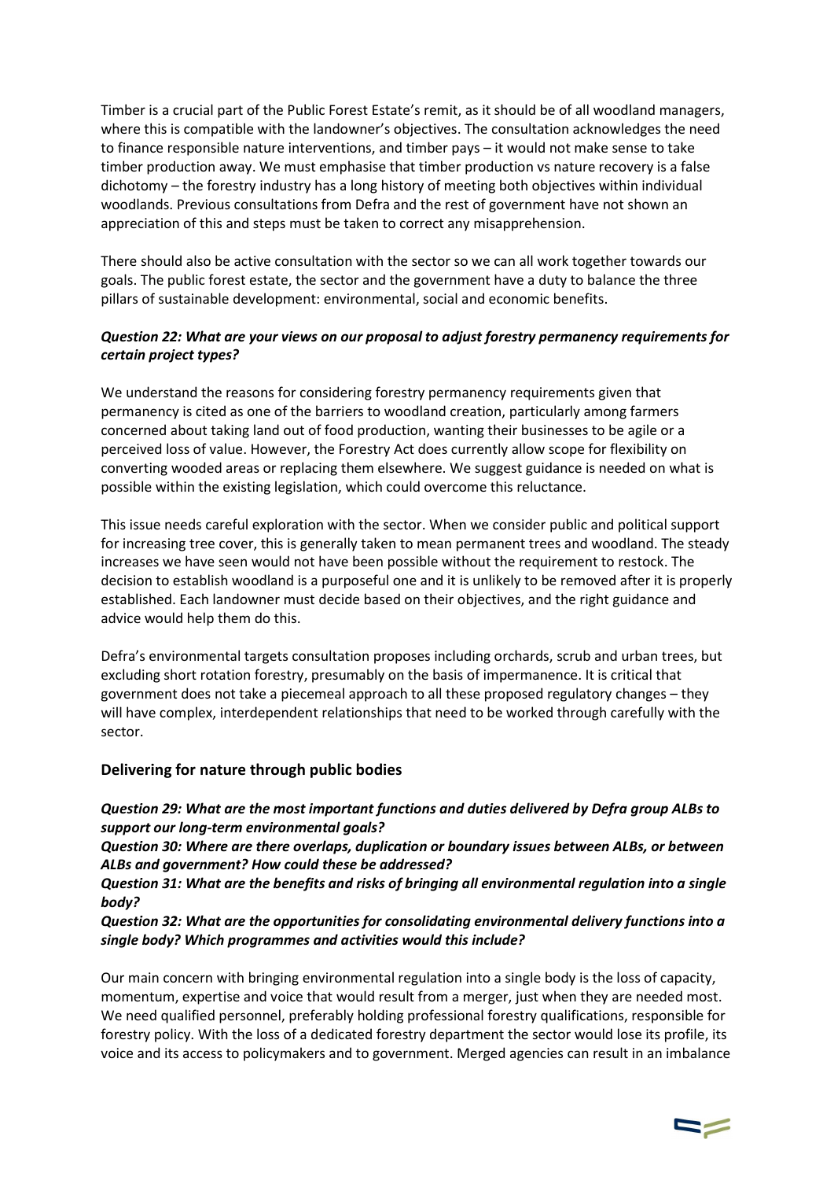Timber is a crucial part of the Public Forest Estate's remit, as it should be of all woodland managers, where this is compatible with the landowner's objectives. The consultation acknowledges the need to finance responsible nature interventions, and timber pays – it would not make sense to take timber production away. We must emphasise that timber production vs nature recovery is a false dichotomy – the forestry industry has a long history of meeting both objectives within individual woodlands. Previous consultations from Defra and the rest of government have not shown an appreciation of this and steps must be taken to correct any misapprehension.

There should also be active consultation with the sector so we can all work together towards our goals. The public forest estate, the sector and the government have a duty to balance the three pillars of sustainable development: environmental, social and economic benefits.

***Question 22: What are your views on our proposal to adjust forestry permanency requirements for certain project types?***

We understand the reasons for considering forestry permanency requirements given that permanency is cited as one of the barriers to woodland creation, particularly among farmers concerned about taking land out of food production, wanting their businesses to be agile or a perceived loss of value. However, the Forestry Act does currently allow scope for flexibility on converting wooded areas or replacing them elsewhere. We suggest guidance is needed on what is possible within the existing legislation, which could overcome this reluctance.

This issue needs careful exploration with the sector. When we consider public and political support for increasing tree cover, this is generally taken to mean permanent trees and woodland. The steady increases we have seen would not have been possible without the requirement to restock. The decision to establish woodland is a purposeful one and it is unlikely to be removed after it is properly established. Each landowner must decide based on their objectives, and the right guidance and advice would help them do this.

Defra's environmental targets consultation proposes including orchards, scrub and urban trees, but excluding short rotation forestry, presumably on the basis of impermanence. It is critical that government does not take a piecemeal approach to all these proposed regulatory changes – they will have complex, interdependent relationships that need to be worked through carefully with the sector.

## Delivering for nature through public bodies

***Question 29: What are the most important functions and duties delivered by Defra group ALBs to support our long-term environmental goals?***

***Question 30: Where are there overlaps, duplication or boundary issues between ALBs, or between ALBs and government? How could these be addressed?***

***Question 31: What are the benefits and risks of bringing all environmental regulation into a single body?***

***Question 32: What are the opportunities for consolidating environmental delivery functions into a single body? Which programmes and activities would this include?***

Our main concern with bringing environmental regulation into a single body is the loss of capacity, momentum, expertise and voice that would result from a merger, just when they are needed most. We need qualified personnel, preferably holding professional forestry qualifications, responsible for forestry policy. With the loss of a dedicated forestry department the sector would lose its profile, its voice and its access to policymakers and to government. Merged agencies can result in an imbalance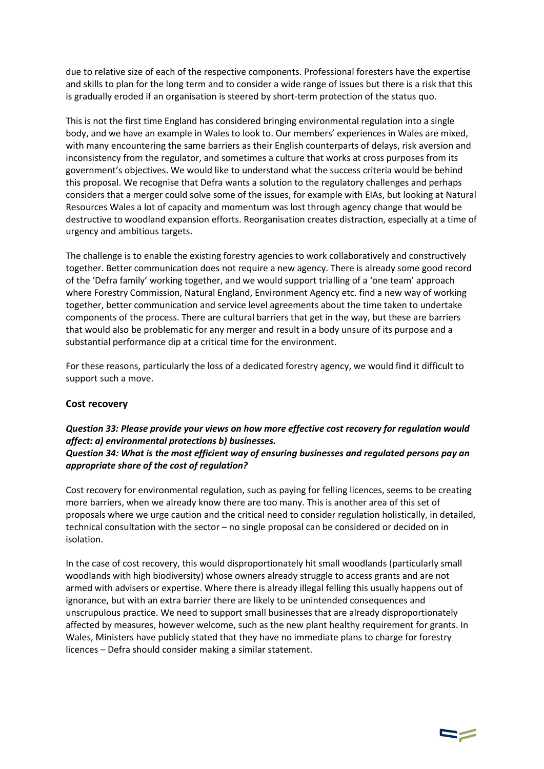due to relative size of each of the respective components. Professional foresters have the expertise and skills to plan for the long term and to consider a wide range of issues but there is a risk that this is gradually eroded if an organisation is steered by short-term protection of the status quo.

This is not the first time England has considered bringing environmental regulation into a single body, and we have an example in Wales to look to. Our members' experiences in Wales are mixed, with many encountering the same barriers as their English counterparts of delays, risk aversion and inconsistency from the regulator, and sometimes a culture that works at cross purposes from its government's objectives. We would like to understand what the success criteria would be behind this proposal. We recognise that Defra wants a solution to the regulatory challenges and perhaps considers that a merger could solve some of the issues, for example with EIAs, but looking at Natural Resources Wales a lot of capacity and momentum was lost through agency change that would be destructive to woodland expansion efforts. Reorganisation creates distraction, especially at a time of urgency and ambitious targets.

The challenge is to enable the existing forestry agencies to work collaboratively and constructively together. Better communication does not require a new agency. There is already some good record of the 'Defra family' working together, and we would support trialling of a 'one team' approach where Forestry Commission, Natural England, Environment Agency etc. find a new way of working together, better communication and service level agreements about the time taken to undertake components of the process. There are cultural barriers that get in the way, but these are barriers that would also be problematic for any merger and result in a body unsure of its purpose and a substantial performance dip at a critical time for the environment.

For these reasons, particularly the loss of a dedicated forestry agency, we would find it difficult to support such a move.

### Cost recovery

***Question 33: Please provide your views on how more effective cost recovery for regulation would affect: a) environmental protections b) businesses.***
***Question 34: What is the most efficient way of ensuring businesses and regulated persons pay an appropriate share of the cost of regulation?***

Cost recovery for environmental regulation, such as paying for felling licences, seems to be creating more barriers, when we already know there are too many. This is another area of this set of proposals where we urge caution and the critical need to consider regulation holistically, in detailed, technical consultation with the sector – no single proposal can be considered or decided on in isolation.

In the case of cost recovery, this would disproportionately hit small woodlands (particularly small woodlands with high biodiversity) whose owners already struggle to access grants and are not armed with advisers or expertise. Where there is already illegal felling this usually happens out of ignorance, but with an extra barrier there are likely to be unintended consequences and unscrupulous practice. We need to support small businesses that are already disproportionately affected by measures, however welcome, such as the new plant healthy requirement for grants. In Wales, Ministers have publicly stated that they have no immediate plans to charge for forestry licences – Defra should consider making a similar statement.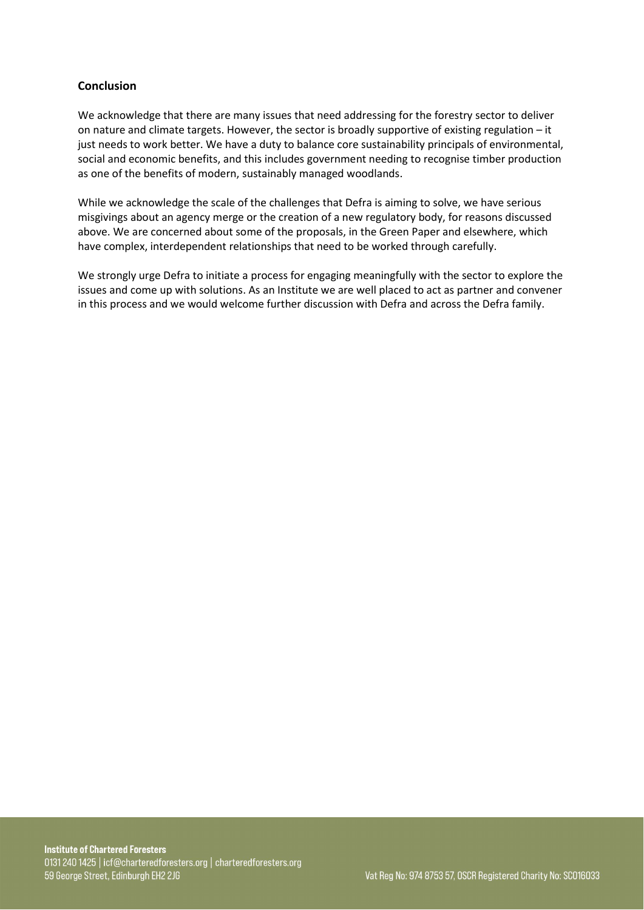**Conclusion**

We acknowledge that there are many issues that need addressing for the forestry sector to deliver on nature and climate targets. However, the sector is broadly supportive of existing regulation – it just needs to work better. We have a duty to balance core sustainability principals of environmental, social and economic benefits, and this includes government needing to recognise timber production as one of the benefits of modern, sustainably managed woodlands.

While we acknowledge the scale of the challenges that Defra is aiming to solve, we have serious misgivings about an agency merge or the creation of a new regulatory body, for reasons discussed above. We are concerned about some of the proposals, in the Green Paper and elsewhere, which have complex, interdependent relationships that need to be worked through carefully.

We strongly urge Defra to initiate a process for engaging meaningfully with the sector to explore the issues and come up with solutions. As an Institute we are well placed to act as partner and convener in this process and we would welcome further discussion with Defra and across the Defra family.